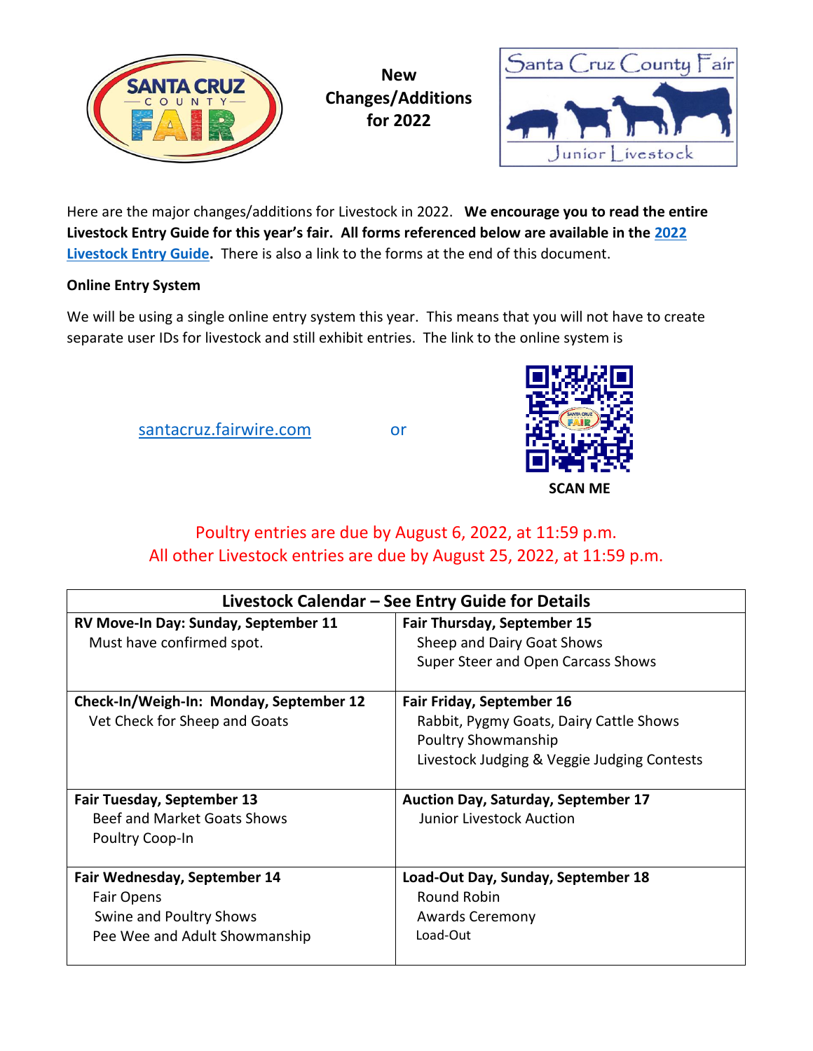# New Changes/Additions for 2022

Here are the major changes/additions for Livestock in 2022. **We encourage you to read the entire Livestock Entry Guide for this year's fair. All forms referenced below are available in the 2022 Livestock Entry Guide.** There is also a link to the forms at the end of this document.

**Online Entry System**

We will be using a single online entry system this year. This means that you will not have to create separate user IDs for livestock and still exhibit entries. The link to the online system is

santacruz.fairwire.com or SCAN ME

Poultry entries are due by August 6, 2022, at 11:59 p.m.
All other Livestock entries are due by August 25, 2022, at 11:59 p.m.

| Livestock Calendar – See Entry Guide for Details | |
|---|---|
| **RV Move-In Day: Sunday, September 11**<br>Must have confirmed spot. | **Fair Thursday, September 15**<br>Sheep and Dairy Goat Shows<br>Super Steer and Open Carcass Shows |
| **Check-In/Weigh-In: Monday, September 12**<br>Vet Check for Sheep and Goats | **Fair Friday, September 16**<br>Rabbit, Pygmy Goats, Dairy Cattle Shows<br>Poultry Showmanship<br>Livestock Judging & Veggie Judging Contests |
| **Fair Tuesday, September 13**<br>Beef and Market Goats Shows<br>Poultry Coop-In | **Auction Day, Saturday, September 17**<br>Junior Livestock Auction |
| **Fair Wednesday, September 14**<br>Fair Opens<br>Swine and Poultry Shows<br>Pee Wee and Adult Showmanship | **Load-Out Day, Sunday, September 18**<br>Round Robin<br>Awards Ceremony<br>Load-Out |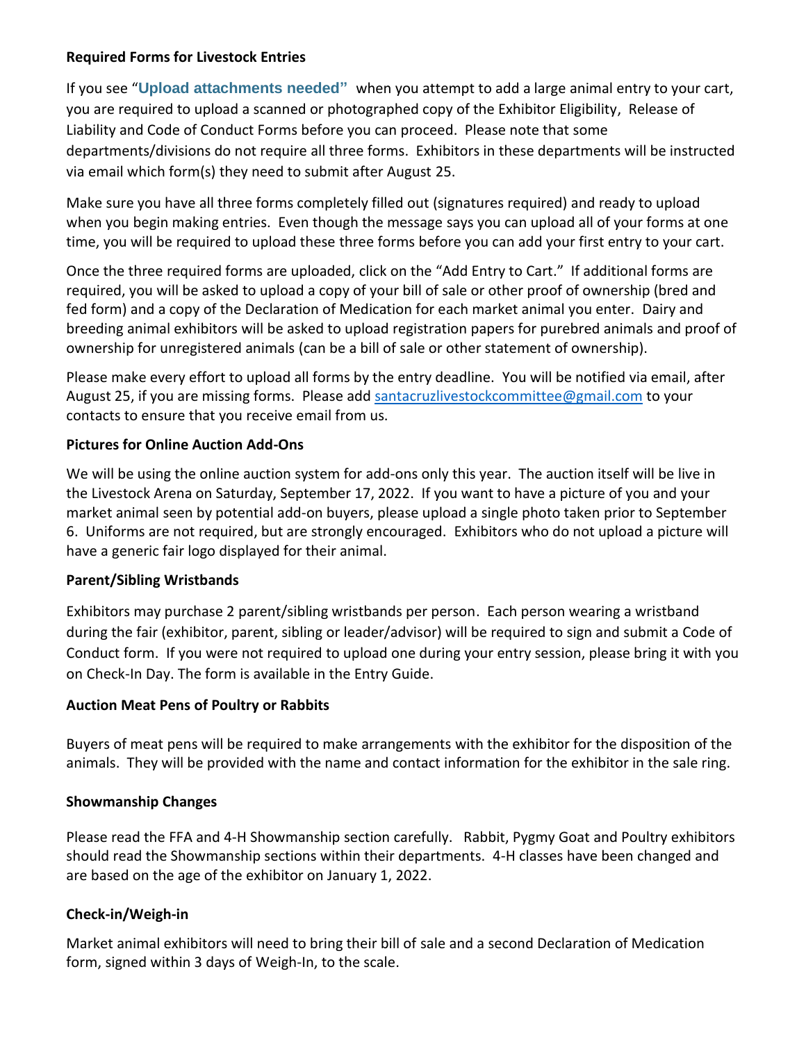## Required Forms for Livestock Entries

If you see "**Upload attachments needed"** when you attempt to add a large animal entry to your cart, you are required to upload a scanned or photographed copy of the Exhibitor Eligibility, Release of Liability and Code of Conduct Forms before you can proceed. Please note that some departments/divisions do not require all three forms. Exhibitors in these departments will be instructed via email which form(s) they need to submit after August 25.

Make sure you have all three forms completely filled out (signatures required) and ready to upload when you begin making entries. Even though the message says you can upload all of your forms at one time, you will be required to upload these three forms before you can add your first entry to your cart.

Once the three required forms are uploaded, click on the "Add Entry to Cart." If additional forms are required, you will be asked to upload a copy of your bill of sale or other proof of ownership (bred and fed form) and a copy of the Declaration of Medication for each market animal you enter. Dairy and breeding animal exhibitors will be asked to upload registration papers for purebred animals and proof of ownership for unregistered animals (can be a bill of sale or other statement of ownership).

Please make every effort to upload all forms by the entry deadline. You will be notified via email, after August 25, if you are missing forms. Please add santacruzlivestockcommittee@gmail.com to your contacts to ensure that you receive email from us.

## Pictures for Online Auction Add-Ons

We will be using the online auction system for add-ons only this year. The auction itself will be live in the Livestock Arena on Saturday, September 17, 2022. If you want to have a picture of you and your market animal seen by potential add-on buyers, please upload a single photo taken prior to September 6. Uniforms are not required, but are strongly encouraged. Exhibitors who do not upload a picture will have a generic fair logo displayed for their animal.

## Parent/Sibling Wristbands

Exhibitors may purchase 2 parent/sibling wristbands per person. Each person wearing a wristband during the fair (exhibitor, parent, sibling or leader/advisor) will be required to sign and submit a Code of Conduct form. If you were not required to upload one during your entry session, please bring it with you on Check-In Day. The form is available in the Entry Guide.

## Auction Meat Pens of Poultry or Rabbits

Buyers of meat pens will be required to make arrangements with the exhibitor for the disposition of the animals. They will be provided with the name and contact information for the exhibitor in the sale ring.

## Showmanship Changes

Please read the FFA and 4-H Showmanship section carefully. Rabbit, Pygmy Goat and Poultry exhibitors should read the Showmanship sections within their departments. 4-H classes have been changed and are based on the age of the exhibitor on January 1, 2022.

## Check-in/Weigh-in

Market animal exhibitors will need to bring their bill of sale and a second Declaration of Medication form, signed within 3 days of Weigh-In, to the scale.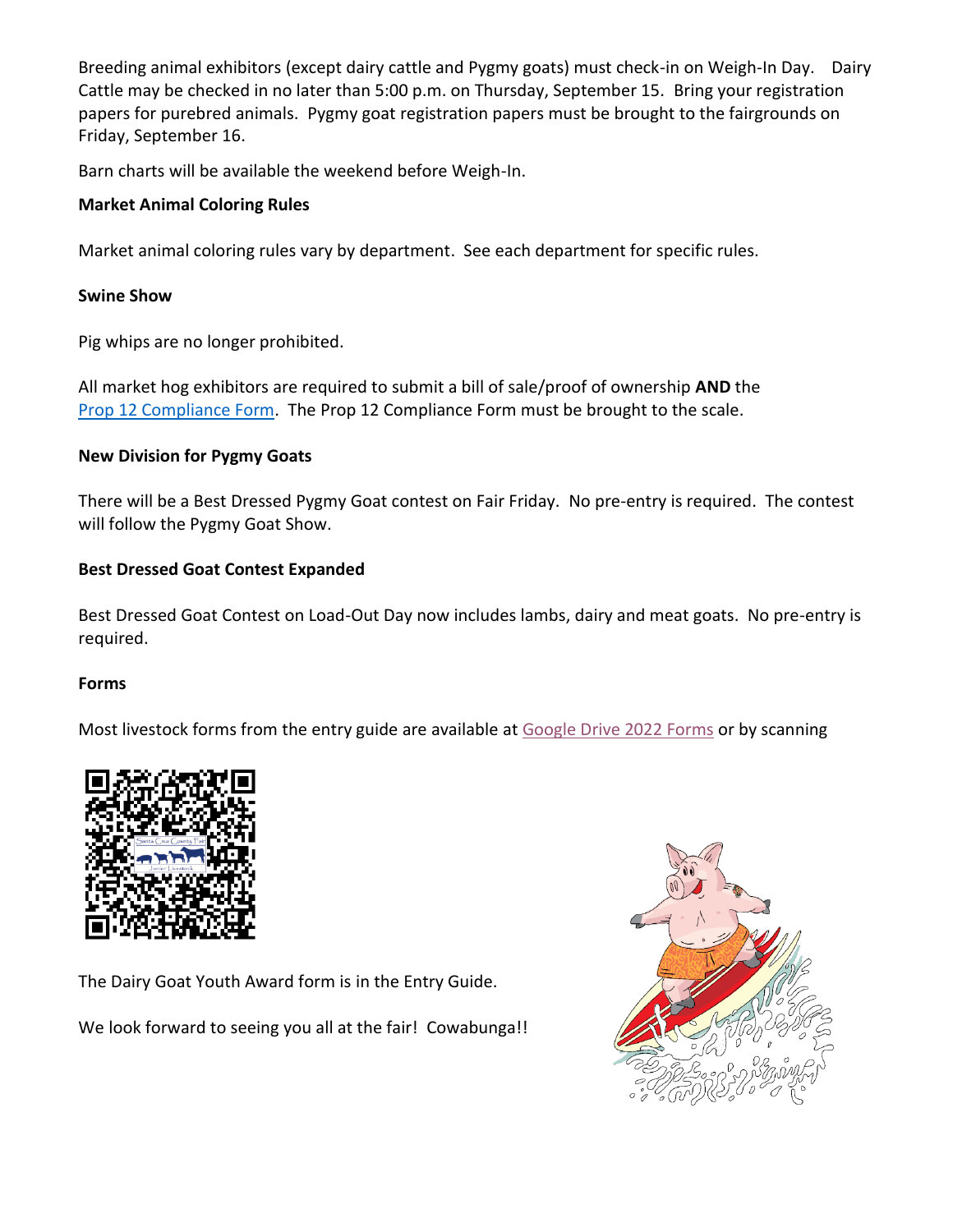Breeding animal exhibitors (except dairy cattle and Pygmy goats) must check-in on Weigh-In Day. Dairy Cattle may be checked in no later than 5:00 p.m. on Thursday, September 15. Bring your registration papers for purebred animals. Pygmy goat registration papers must be brought to the fairgrounds on Friday, September 16.

Barn charts will be available the weekend before Weigh-In.

**Market Animal Coloring Rules**

Market animal coloring rules vary by department. See each department for specific rules.

**Swine Show**

Pig whips are no longer prohibited.

All market hog exhibitors are required to submit a bill of sale/proof of ownership **AND** the Prop 12 Compliance Form. The Prop 12 Compliance Form must be brought to the scale.

**New Division for Pygmy Goats**

There will be a Best Dressed Pygmy Goat contest on Fair Friday. No pre-entry is required. The contest will follow the Pygmy Goat Show.

**Best Dressed Goat Contest Expanded**

Best Dressed Goat Contest on Load-Out Day now includes lambs, dairy and meat goats. No pre-entry is required.

**Forms**

Most livestock forms from the entry guide are available at Google Drive 2022 Forms or by scanning

The Dairy Goat Youth Award form is in the Entry Guide.

We look forward to seeing you all at the fair! Cowabunga!!